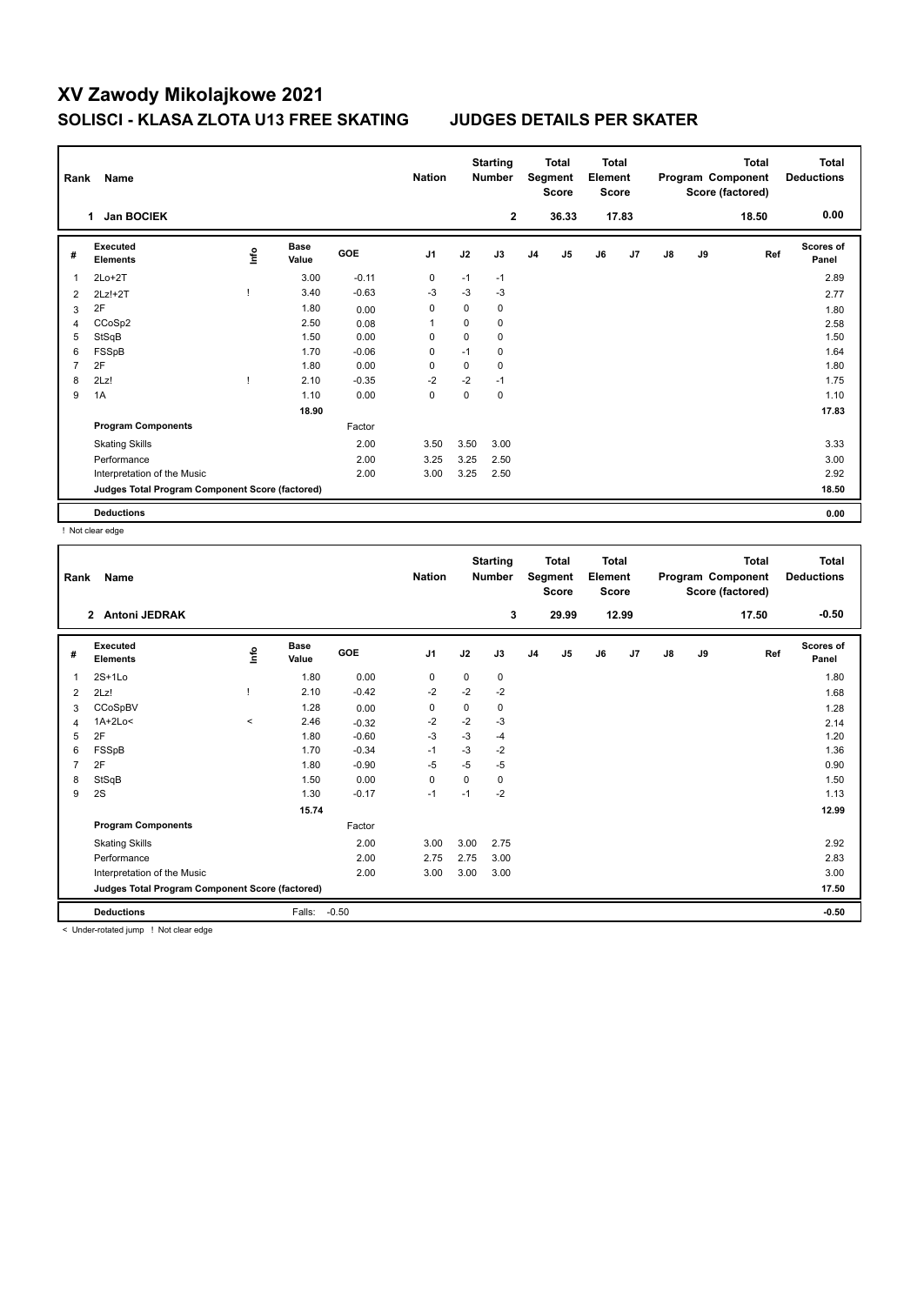# XV Zawody Mikolajkowe 2021

## SOLISCI - KLASA ZLOTA U13 FREE SKATING JUDGES DETAILS PER SKATER

| Rank | Name | Nation | Starting Number | Total Segment Score | Total Element Score | Total Program Component Score (factored) | Total Deductions |
|---|---|---|---|---|---|---|---|
| 1 | Jan BOCIEK | | 2 | 36.33 | 17.83 | 18.50 | 0.00 |

| # | Executed Elements | Info | Base Value | GOE | J1 | J2 | J3 | J4 | J5 | J6 | J7 | J8 | J9 | Ref | Scores of Panel |
|---|---|---|---|---|---|---|---|---|---|---|---|---|---|---|---|
| 1 | 2Lo+2T | | 3.00 | -0.11 | 0 | -1 | -1 | | | | | | | | 2.89 |
| 2 | 2Lz!+2T | ! | 3.40 | -0.63 | -3 | -3 | -3 | | | | | | | | 2.77 |
| 3 | 2F | | 1.80 | 0.00 | 0 | 0 | 0 | | | | | | | | 1.80 |
| 4 | CCoSp2 | | 2.50 | 0.08 | 1 | 0 | 0 | | | | | | | | 2.58 |
| 5 | StSqB | | 1.50 | 0.00 | 0 | 0 | 0 | | | | | | | | 1.50 |
| 6 | FSSpB | | 1.70 | -0.06 | 0 | -1 | 0 | | | | | | | | 1.64 |
| 7 | 2F | | 1.80 | 0.00 | 0 | 0 | 0 | | | | | | | | 1.80 |
| 8 | 2Lz! | ! | 2.10 | -0.35 | -2 | -2 | -1 | | | | | | | | 1.75 |
| 9 | 1A | | 1.10 | 0.00 | 0 | 0 | 0 | | | | | | | | 1.10 |
| | | | 18.90 | | | | | | | | | | | | 17.83 |
| | **Program Components** | | | Factor | | | | | | | | | | | |
| | Skating Skills | | | 2.00 | 3.50 | 3.50 | 3.00 | | | | | | | | 3.33 |
| | Performance | | | 2.00 | 3.25 | 3.25 | 2.50 | | | | | | | | 3.00 |
| | Interpretation of the Music | | | 2.00 | 3.00 | 3.25 | 2.50 | | | | | | | | 2.92 |
| | **Judges Total Program Component Score (factored)** | | | | | | | | | | | | | | 18.50 |
| | **Deductions** | | | | | | | | | | | | | | 0.00 |

! Not clear edge

| Rank | Name | Nation | Starting Number | Total Segment Score | Total Element Score | Total Program Component Score (factored) | Total Deductions |
|---|---|---|---|---|---|---|---|
| 2 | Antoni JEDRAK | | 3 | 29.99 | 12.99 | 17.50 | -0.50 |

| # | Executed Elements | Info | Base Value | GOE | J1 | J2 | J3 | J4 | J5 | J6 | J7 | J8 | J9 | Ref | Scores of Panel |
|---|---|---|---|---|---|---|---|---|---|---|---|---|---|---|---|
| 1 | 2S+1Lo | | 1.80 | 0.00 | 0 | 0 | 0 | | | | | | | | 1.80 |
| 2 | 2Lz! | ! | 2.10 | -0.42 | -2 | -2 | -2 | | | | | | | | 1.68 |
| 3 | CCoSpBV | | 1.28 | 0.00 | 0 | 0 | 0 | | | | | | | | 1.28 |
| 4 | 1A+2Lo< | < | 2.46 | -0.32 | -2 | -2 | -3 | | | | | | | | 2.14 |
| 5 | 2F | | 1.80 | -0.60 | -3 | -3 | -4 | | | | | | | | 1.20 |
| 6 | FSSpB | | 1.70 | -0.34 | -1 | -3 | -2 | | | | | | | | 1.36 |
| 7 | 2F | | 1.80 | -0.90 | -5 | -5 | -5 | | | | | | | | 0.90 |
| 8 | StSqB | | 1.50 | 0.00 | 0 | 0 | 0 | | | | | | | | 1.50 |
| 9 | 2S | | 1.30 | -0.17 | -1 | -1 | -2 | | | | | | | | 1.13 |
| | | | 15.74 | | | | | | | | | | | | 12.99 |
| | **Program Components** | | | Factor | | | | | | | | | | | |
| | Skating Skills | | | 2.00 | 3.00 | 3.00 | 2.75 | | | | | | | | 2.92 |
| | Performance | | | 2.00 | 2.75 | 2.75 | 3.00 | | | | | | | | 2.83 |
| | Interpretation of the Music | | | 2.00 | 3.00 | 3.00 | 3.00 | | | | | | | | 3.00 |
| | **Judges Total Program Component Score (factored)** | | | | | | | | | | | | | | 17.50 |
| | **Deductions** | | Falls: | -0.50 | | | | | | | | | | | -0.50 |

< Under-rotated jump ! Not clear edge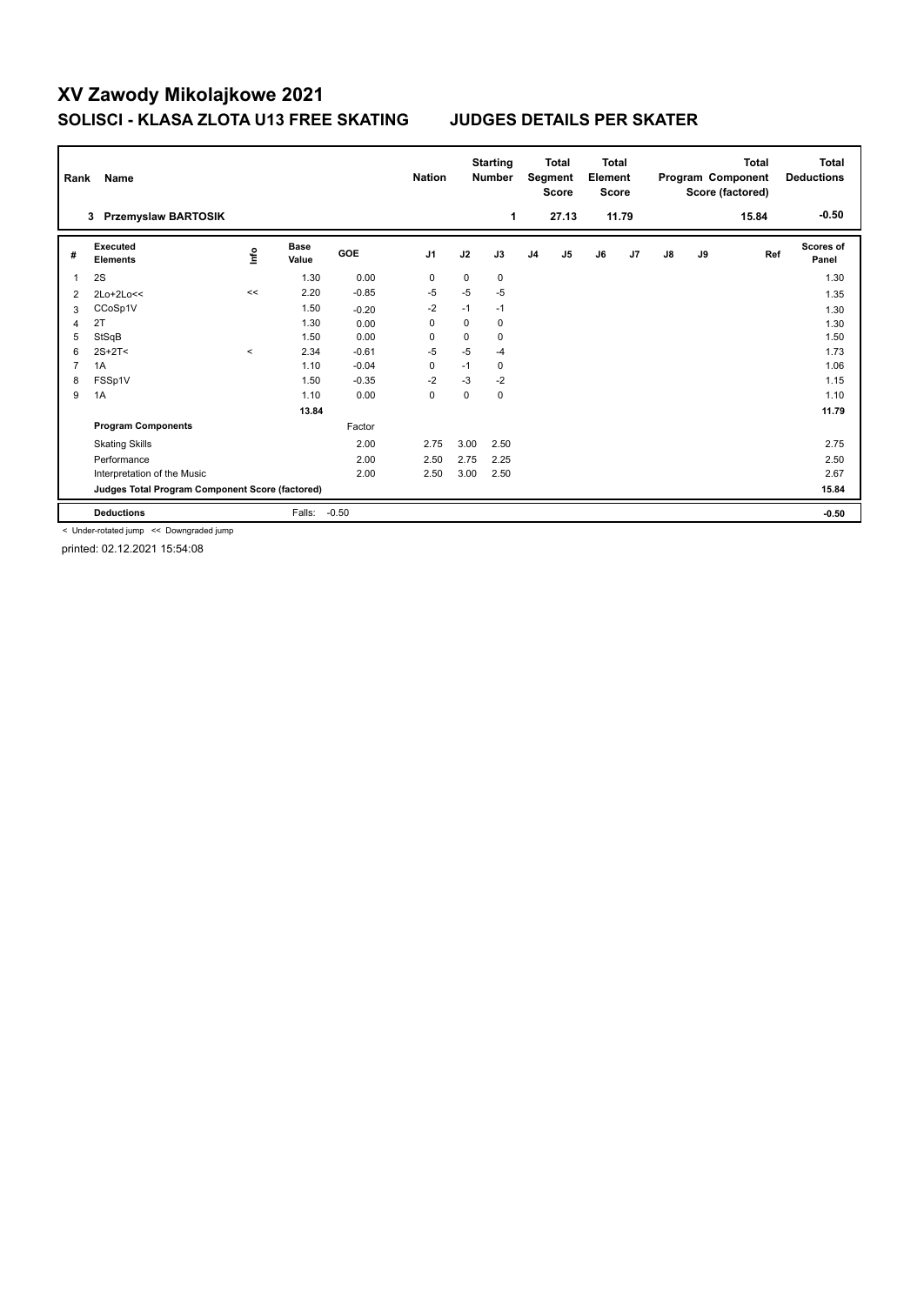# XV Zawody Mikolajkowe 2021

## SOLISCI - KLASA ZLOTA U13 FREE SKATING JUDGES DETAILS PER SKATER

| Rank | Name | Nation | Starting Number | Total Segment Score | Total Element Score | Total Program Component Score (factored) | Total Deductions |
|---|---|---|---|---|---|---|---|
| 3 | Przemyslaw BARTOSIK | | 1 | 27.13 | 11.79 | 15.84 | -0.50 |

| # | Executed Elements | Info | Base Value | GOE | J1 | J2 | J3 | J4 | J5 | J6 | J7 | J8 | J9 | Ref | Scores of Panel |
|---|---|---|---|---|---|---|---|---|---|---|---|---|---|---|---|
| 1 | 2S | | 1.30 | 0.00 | 0 | 0 | 0 | | | | | | | | 1.30 |
| 2 | 2Lo+2Lo<< | << | 2.20 | -0.85 | -5 | -5 | -5 | | | | | | | | 1.35 |
| 3 | CCoSp1V | | 1.50 | -0.20 | -2 | -1 | -1 | | | | | | | | 1.30 |
| 4 | 2T | | 1.30 | 0.00 | 0 | 0 | 0 | | | | | | | | 1.30 |
| 5 | StSqB | | 1.50 | 0.00 | 0 | 0 | 0 | | | | | | | | 1.50 |
| 6 | 2S+2T< | < | 2.34 | -0.61 | -5 | -5 | -4 | | | | | | | | 1.73 |
| 7 | 1A | | 1.10 | -0.04 | 0 | -1 | 0 | | | | | | | | 1.06 |
| 8 | FSSp1V | | 1.50 | -0.35 | -2 | -3 | -2 | | | | | | | | 1.15 |
| 9 | 1A | | 1.10 | 0.00 | 0 | 0 | 0 | | | | | | | | 1.10 |
| | | | 13.84 | | | | | | | | | | | | 11.79 |
| | **Program Components** | | | Factor | | | | | | | | | | | |
| | Skating Skills | | | 2.00 | 2.75 | 3.00 | 2.50 | | | | | | | | 2.75 |
| | Performance | | | 2.00 | 2.50 | 2.75 | 2.25 | | | | | | | | 2.50 |
| | Interpretation of the Music | | | 2.00 | 2.50 | 3.00 | 2.50 | | | | | | | | 2.67 |
| | **Judges Total Program Component Score (factored)** | | | | | | | | | | | | | | 15.84 |
| | **Deductions** | | Falls: | -0.50 | | | | | | | | | | | -0.50 |

< Under-rotated jump << Downgraded jump

printed: 02.12.2021 15:54:08